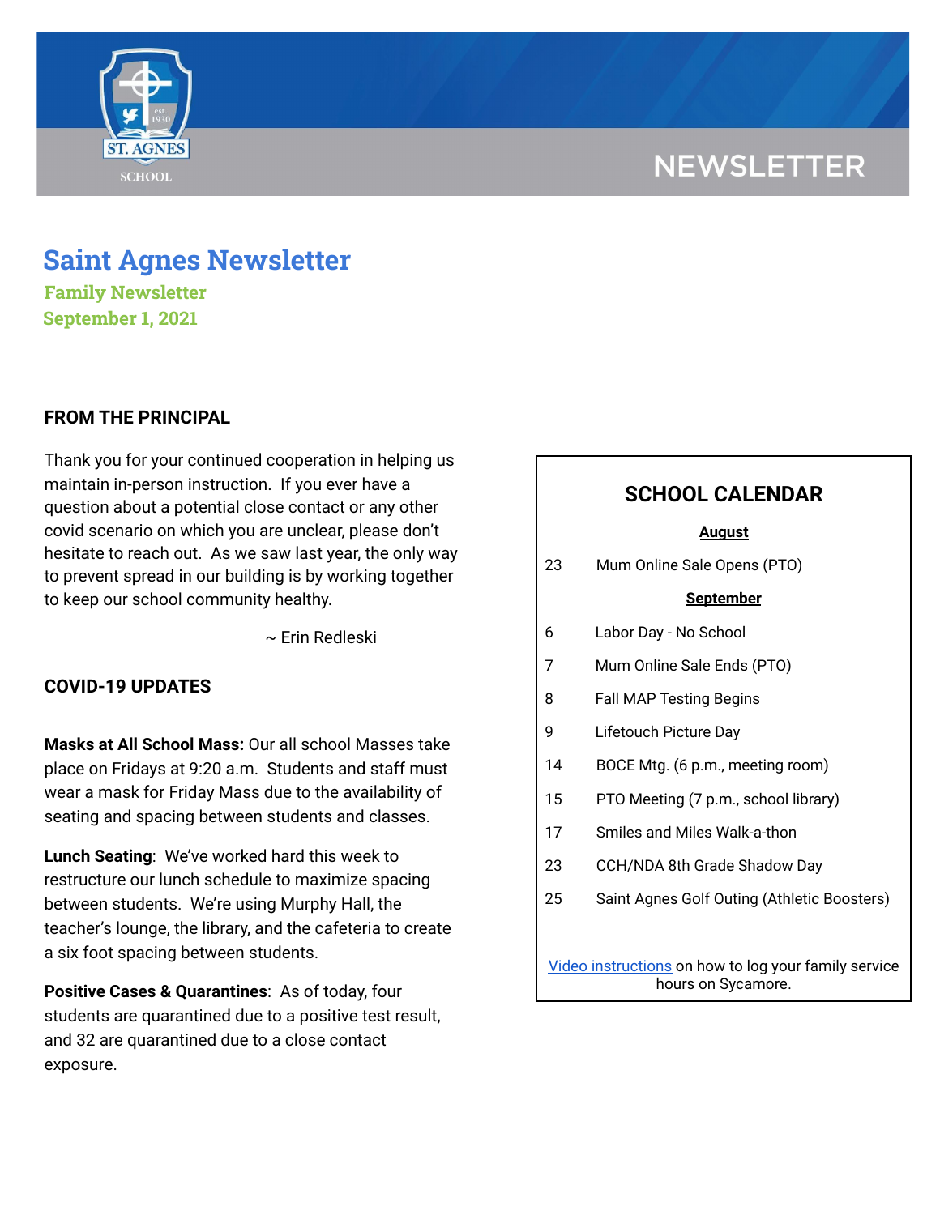# Saint Agnes Newsletter

**Family Newsletter**

**September 1, 2021**

## FROM THE PRINCIPAL

Thank you for your continued cooperation in helping us maintain in-person instruction. If you ever have a question about a potential close contact or any other covid scenario on which you are unclear, please don't hesitate to reach out. As we saw last year, the only way to prevent spread in our building is by working together to keep our school community healthy.

~ Erin Redleski

## COVID-19 UPDATES

**Masks at All School Mass:** Our all school Masses take place on Fridays at 9:20 a.m. Students and staff must wear a mask for Friday Mass due to the availability of seating and spacing between students and classes.

**Lunch Seating**: We've worked hard this week to restructure our lunch schedule to maximize spacing between students. We're using Murphy Hall, the teacher's lounge, the library, and the cafeteria to create a six foot spacing between students.

**Positive Cases & Quarantines**: As of today, four students are quarantined due to a positive test result, and 32 are quarantined due to a close contact exposure.

## SCHOOL CALENDAR

**August**

| | |
|---|---|
| 23 | Mum Online Sale Opens (PTO) |

**September**

| | |
|---|---|
| 6 | Labor Day - No School |
| 7 | Mum Online Sale Ends (PTO) |
| 8 | Fall MAP Testing Begins |
| 9 | Lifetouch Picture Day |
| 14 | BOCE Mtg. (6 p.m., meeting room) |
| 15 | PTO Meeting (7 p.m., school library) |
| 17 | Smiles and Miles Walk-a-thon |
| 23 | CCH/NDA 8th Grade Shadow Day |
| 25 | Saint Agnes Golf Outing (Athletic Boosters) |

Video instructions on how to log your family service hours on Sycamore.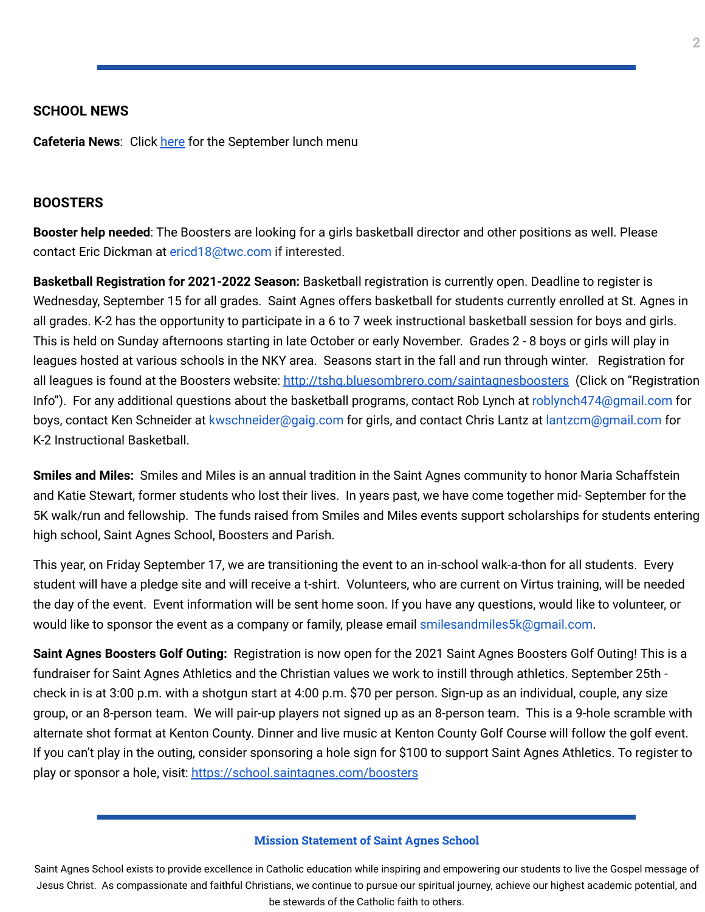## SCHOOL NEWS

**Cafeteria News**: Click here for the September lunch menu

## BOOSTERS

**Booster help needed**: The Boosters are looking for a girls basketball director and other positions as well. Please contact Eric Dickman at ericd18@twc.com if interested.

**Basketball Registration for 2021-2022 Season:** Basketball registration is currently open. Deadline to register is Wednesday, September 15 for all grades. Saint Agnes offers basketball for students currently enrolled at St. Agnes in all grades. K-2 has the opportunity to participate in a 6 to 7 week instructional basketball session for boys and girls. This is held on Sunday afternoons starting in late October or early November. Grades 2 - 8 boys or girls will play in leagues hosted at various schools in the NKY area. Seasons start in the fall and run through winter. Registration for all leagues is found at the Boosters website: http://tshq.bluesombrero.com/saintagnesboosters (Click on "Registration Info"). For any additional questions about the basketball programs, contact Rob Lynch at roblynch474@gmail.com for boys, contact Ken Schneider at kwschneider@gaig.com for girls, and contact Chris Lantz at lantzcm@gmail.com for K-2 Instructional Basketball.

**Smiles and Miles:** Smiles and Miles is an annual tradition in the Saint Agnes community to honor Maria Schaffstein and Katie Stewart, former students who lost their lives. In years past, we have come together mid- September for the 5K walk/run and fellowship. The funds raised from Smiles and Miles events support scholarships for students entering high school, Saint Agnes School, Boosters and Parish.

This year, on Friday September 17, we are transitioning the event to an in-school walk-a-thon for all students. Every student will have a pledge site and will receive a t-shirt. Volunteers, who are current on Virtus training, will be needed the day of the event. Event information will be sent home soon. If you have any questions, would like to volunteer, or would like to sponsor the event as a company or family, please email smilesandmiles5k@gmail.com.

**Saint Agnes Boosters Golf Outing:** Registration is now open for the 2021 Saint Agnes Boosters Golf Outing! This is a fundraiser for Saint Agnes Athletics and the Christian values we work to instill through athletics. September 25th - check in is at 3:00 p.m. with a shotgun start at 4:00 p.m. $70 per person. Sign-up as an individual, couple, any size group, or an 8-person team. We will pair-up players not signed up as an 8-person team. This is a 9-hole scramble with alternate shot format at Kenton County. Dinner and live music at Kenton County Golf Course will follow the golf event. If you can't play in the outing, consider sponsoring a hole sign for $100 to support Saint Agnes Athletics. To register to play or sponsor a hole, visit: https://school.saintagnes.com/boosters

**Mission Statement of Saint Agnes School**

Saint Agnes School exists to provide excellence in Catholic education while inspiring and empowering our students to live the Gospel message of Jesus Christ. As compassionate and faithful Christians, we continue to pursue our spiritual journey, achieve our highest academic potential, and be stewards of the Catholic faith to others.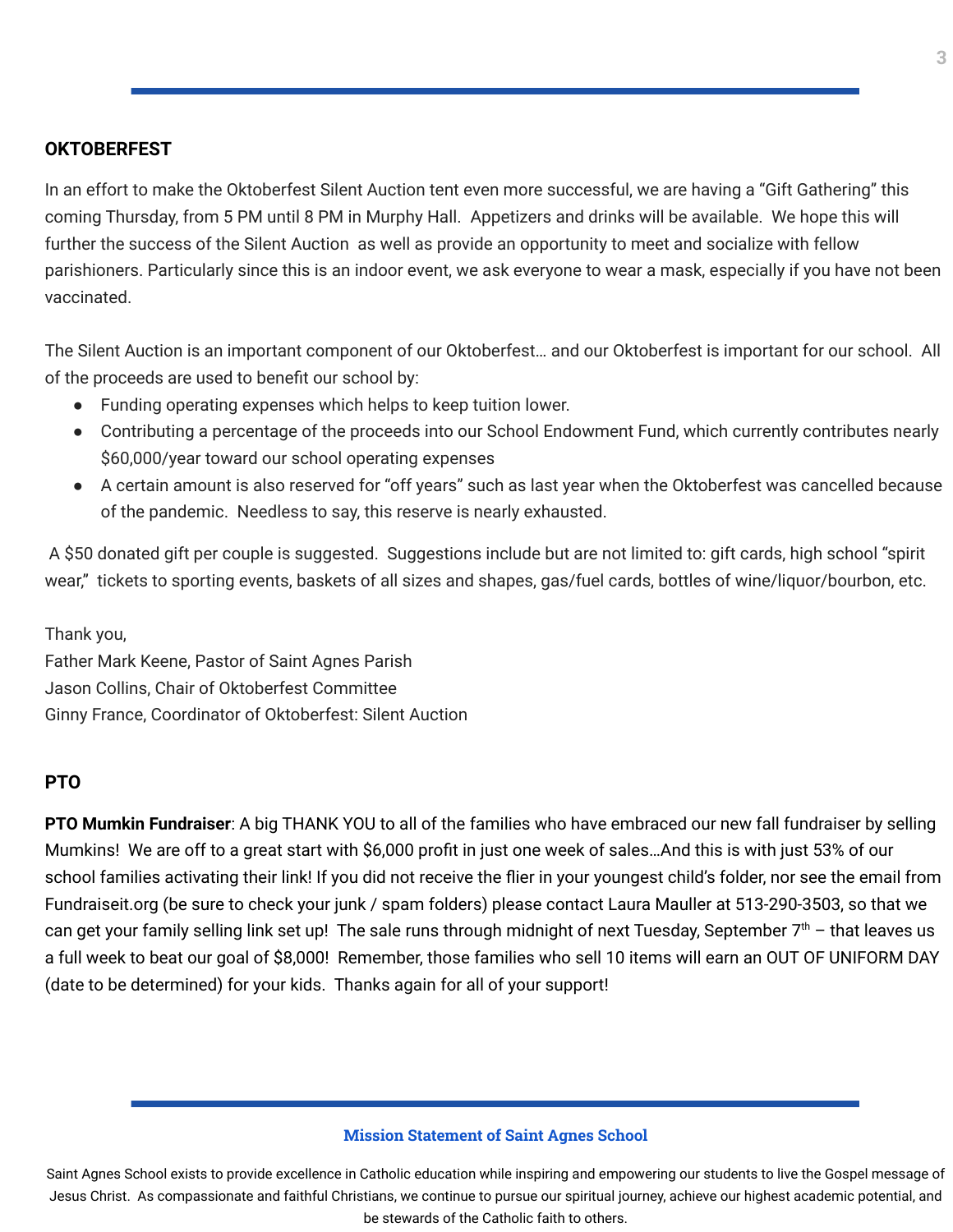## OKTOBERFEST

In an effort to make the Oktoberfest Silent Auction tent even more successful, we are having a "Gift Gathering" this coming Thursday, from 5 PM until 8 PM in Murphy Hall. Appetizers and drinks will be available. We hope this will further the success of the Silent Auction as well as provide an opportunity to meet and socialize with fellow parishioners. Particularly since this is an indoor event, we ask everyone to wear a mask, especially if you have not been vaccinated.

The Silent Auction is an important component of our Oktoberfest… and our Oktoberfest is important for our school. All of the proceeds are used to benefit our school by:

- Funding operating expenses which helps to keep tuition lower.
- Contributing a percentage of the proceeds into our School Endowment Fund, which currently contributes nearly $60,000/year toward our school operating expenses
- A certain amount is also reserved for "off years" such as last year when the Oktoberfest was cancelled because of the pandemic. Needless to say, this reserve is nearly exhausted.

A $50 donated gift per couple is suggested. Suggestions include but are not limited to: gift cards, high school "spirit wear," tickets to sporting events, baskets of all sizes and shapes, gas/fuel cards, bottles of wine/liquor/bourbon, etc.

Thank you,
Father Mark Keene, Pastor of Saint Agnes Parish
Jason Collins, Chair of Oktoberfest Committee
Ginny France, Coordinator of Oktoberfest: Silent Auction

## PTO

**PTO Mumkin Fundraiser**: A big THANK YOU to all of the families who have embraced our new fall fundraiser by selling Mumkins! We are off to a great start with $6,000 profit in just one week of sales…And this is with just 53% of our school families activating their link! If you did not receive the flier in your youngest child's folder, nor see the email from Fundraiseit.org (be sure to check your junk / spam folders) please contact Laura Mauller at 513-290-3503, so that we can get your family selling link set up! The sale runs through midnight of next Tuesday, September 7th – that leaves us a full week to beat our goal of $8,000! Remember, those families who sell 10 items will earn an OUT OF UNIFORM DAY (date to be determined) for your kids. Thanks again for all of your support!

**Mission Statement of Saint Agnes School**

Saint Agnes School exists to provide excellence in Catholic education while inspiring and empowering our students to live the Gospel message of Jesus Christ. As compassionate and faithful Christians, we continue to pursue our spiritual journey, achieve our highest academic potential, and be stewards of the Catholic faith to others.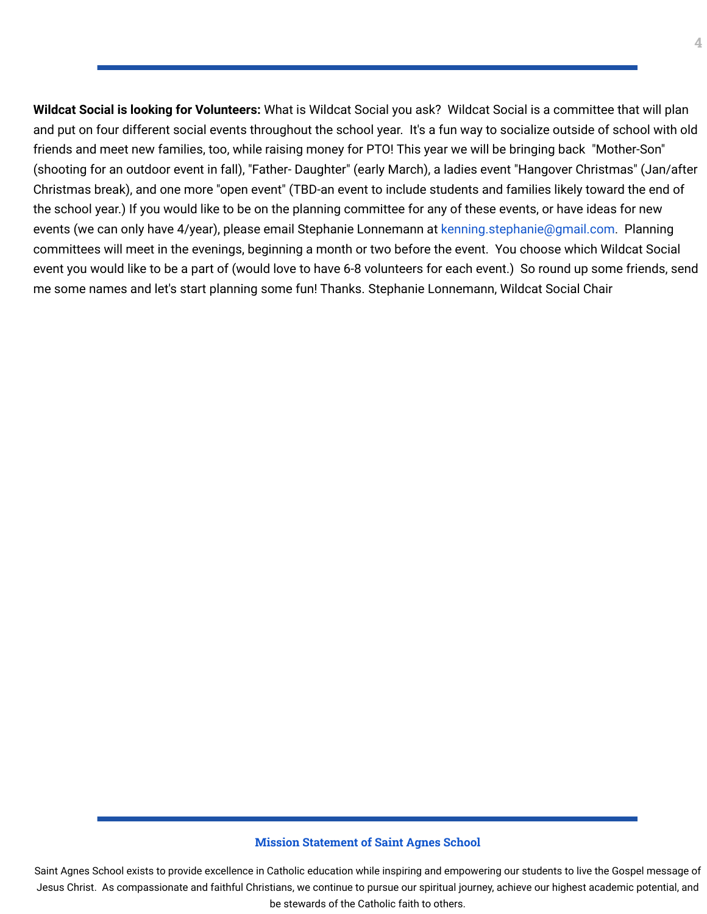**Wildcat Social is looking for Volunteers:** What is Wildcat Social you ask? Wildcat Social is a committee that will plan and put on four different social events throughout the school year. It's a fun way to socialize outside of school with old friends and meet new families, too, while raising money for PTO! This year we will be bringing back "Mother-Son" (shooting for an outdoor event in fall), "Father- Daughter" (early March), a ladies event "Hangover Christmas" (Jan/after Christmas break), and one more "open event" (TBD-an event to include students and families likely toward the end of the school year.) If you would like to be on the planning committee for any of these events, or have ideas for new events (we can only have 4/year), please email Stephanie Lonnemann at kenning.stephanie@gmail.com. Planning committees will meet in the evenings, beginning a month or two before the event. You choose which Wildcat Social event you would like to be a part of (would love to have 6-8 volunteers for each event.) So round up some friends, send me some names and let's start planning some fun! Thanks. Stephanie Lonnemann, Wildcat Social Chair

**Mission Statement of Saint Agnes School**

Saint Agnes School exists to provide excellence in Catholic education while inspiring and empowering our students to live the Gospel message of Jesus Christ. As compassionate and faithful Christians, we continue to pursue our spiritual journey, achieve our highest academic potential, and be stewards of the Catholic faith to others.